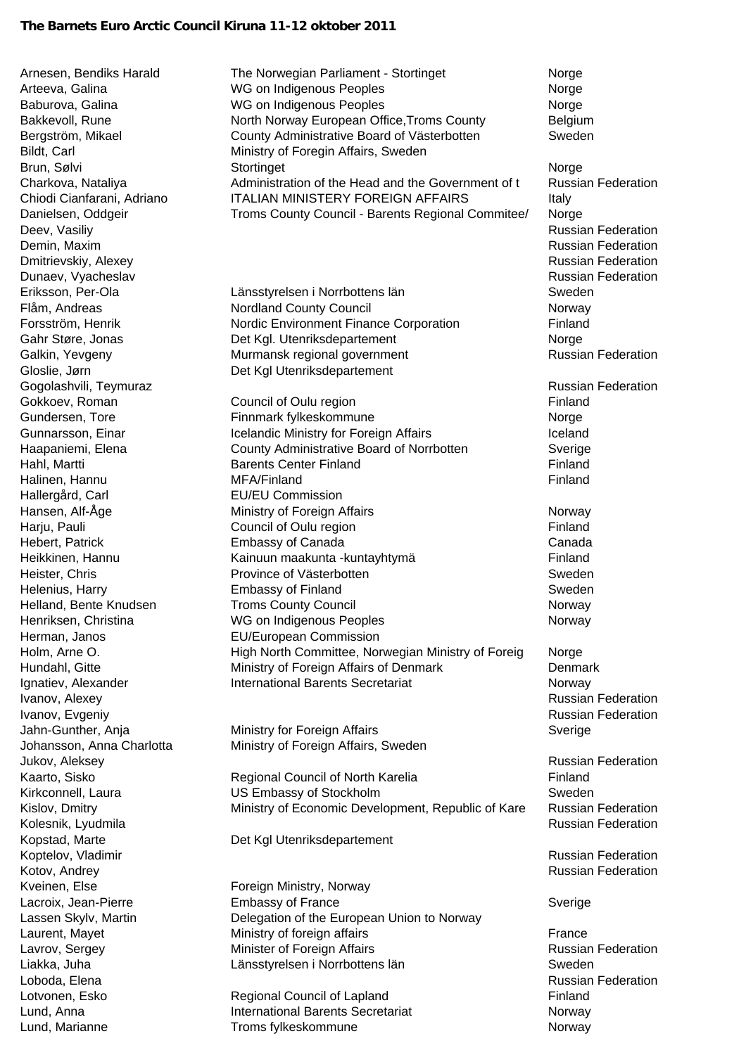**The Barnets Euro Arctic Council Kiruna 11-12 oktober 2011**

| | | |
|---|---|---|
| Arnesen, Bendiks Harald | The Norwegian Parliament - Stortinget | Norge |
| Arteeva, Galina | WG on Indigenous Peoples | Norge |
| Baburova, Galina | WG on Indigenous Peoples | Norge |
| Bakkevoll, Rune | North Norway European Office,Troms County | Belgium |
| Bergström, Mikael | County Administrative Board of Västerbotten | Sweden |
| Bildt, Carl | Ministry of Foregin Affairs, Sweden | |
| Brun, Sølvi | Stortinget | Norge |
| Charkova, Nataliya | Administration of the Head and the Government of t | Russian Federation |
| Chiodi Cianfarani, Adriano | ITALIAN MINISTERY FOREIGN AFFAIRS | Italy |
| Danielsen, Oddgeir | Troms County Council - Barents Regional Commitee/ | Norge |
| Deev, Vasiliy | | Russian Federation |
| Demin, Maxim | | Russian Federation |
| Dmitrievskiy, Alexey | | Russian Federation |
| Dunaev, Vyacheslav | | Russian Federation |
| Eriksson, Per-Ola | Länsstyrelsen i Norrbottens län | Sweden |
| Flåm, Andreas | Nordland County Council | Norway |
| Forsström, Henrik | Nordic Environment Finance Corporation | Finland |
| Gahr Støre, Jonas | Det Kgl. Utenriksdepartement | Norge |
| Galkin, Yevgeny | Murmansk regional government | Russian Federation |
| Gloslie, Jørn | Det Kgl Utenriksdepartement | |
| Gogolashvili, Teymuraz | | Russian Federation |
| Gokkoev, Roman | Council of Oulu region | Finland |
| Gundersen, Tore | Finnmark fylkeskommune | Norge |
| Gunnarsson, Einar | Icelandic Ministry for Foreign Affairs | Iceland |
| Haapaniemi, Elena | County Administrative Board of Norrbotten | Sverige |
| Hahl, Martti | Barents Center Finland | Finland |
| Halinen, Hannu | MFA/Finland | Finland |
| Hallergård, Carl | EU/EU Commission | |
| Hansen, Alf-Åge | Ministry of Foreign Affairs | Norway |
| Harju, Pauli | Council of Oulu region | Finland |
| Hebert, Patrick | Embassy of Canada | Canada |
| Heikkinen, Hannu | Kainuun maakunta -kuntayhtymä | Finland |
| Heister, Chris | Province of Västerbotten | Sweden |
| Helenius, Harry | Embassy of Finland | Sweden |
| Helland, Bente Knudsen | Troms County Council | Norway |
| Henriksen, Christina | WG on Indigenous Peoples | Norway |
| Herman, Janos | EU/European Commission | |
| Holm, Arne O. | High North Committee, Norwegian Ministry of Foreig | Norge |
| Hundahl, Gitte | Ministry of Foreign Affairs of Denmark | Denmark |
| Ignatiev, Alexander | International Barents Secretariat | Norway |
| Ivanov, Alexey | | Russian Federation |
| Ivanov, Evgeniy | | Russian Federation |
| Jahn-Gunther, Anja | Ministry for Foreign Affairs | Sverige |
| Johansson, Anna Charlotta | Ministry of Foreign Affairs, Sweden | |
| Jukov, Aleksey | | Russian Federation |
| Kaarto, Sisko | Regional Council of North Karelia | Finland |
| Kirkconnell, Laura | US Embassy of Stockholm | Sweden |
| Kislov, Dmitry | Ministry of Economic Development, Republic of Kare | Russian Federation |
| Kolesnik, Lyudmila | | Russian Federation |
| Kopstad, Marte | Det Kgl Utenriksdepartement | |
| Koptelov, Vladimir | | Russian Federation |
| Kotov, Andrey | | Russian Federation |
| Kveinen, Else | Foreign Ministry, Norway | |
| Lacroix, Jean-Pierre | Embassy of France | Sverige |
| Lassen Skylv, Martin | Delegation of the European Union to Norway | |
| Laurent, Mayet | Ministry of foreign affairs | France |
| Lavrov, Sergey | Minister of Foreign Affairs | Russian Federation |
| Liakka, Juha | Länsstyrelsen i Norrbottens län | Sweden |
| Loboda, Elena | | Russian Federation |
| Lotvonen, Esko | Regional Council of Lapland | Finland |
| Lund, Anna | International Barents Secretariat | Norway |
| Lund, Marianne | Troms fylkeskommune | Norway |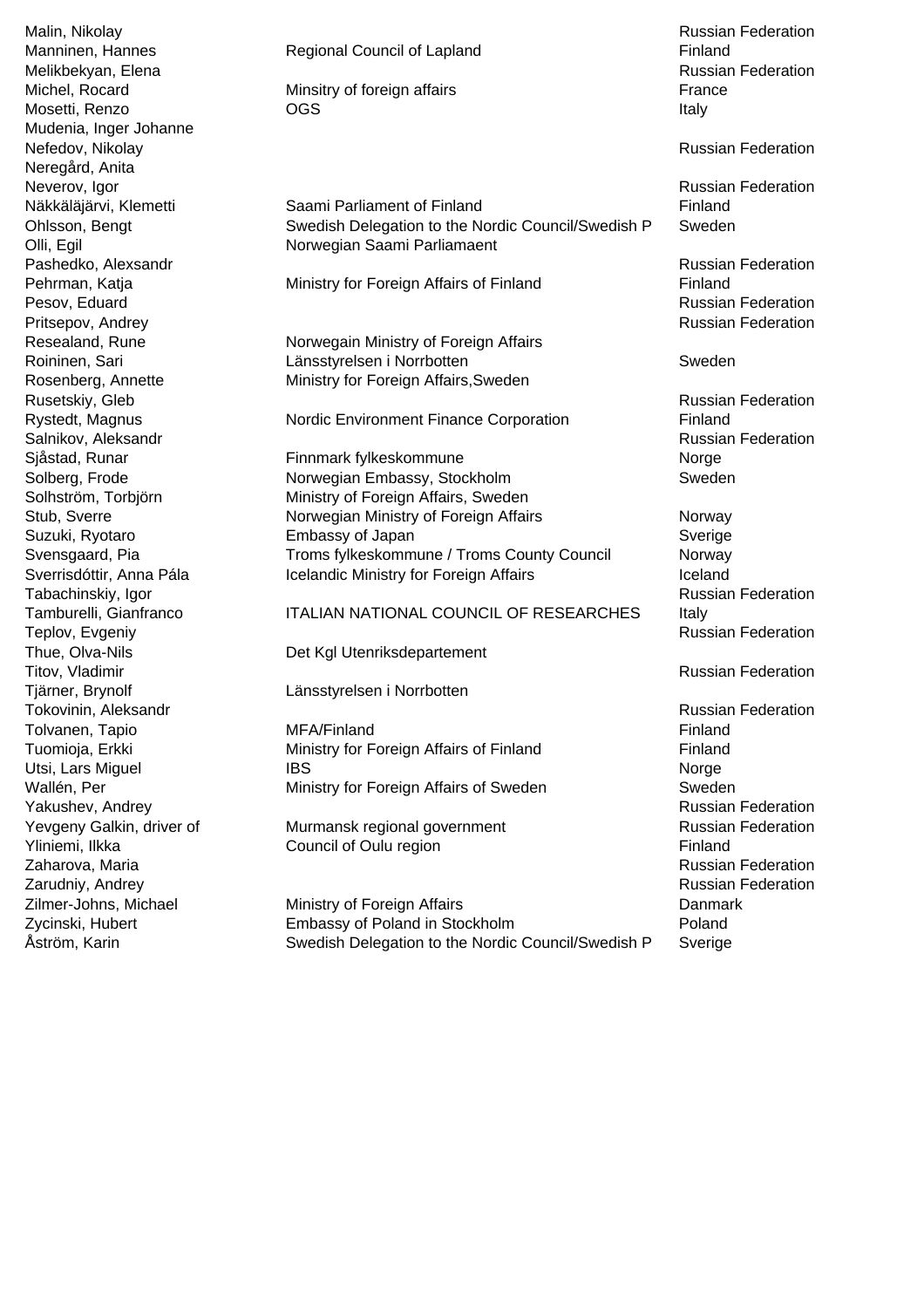| | | |
|---|---|---|
| Malin, Nikolay | | Russian Federation |
| Manninen, Hannes | Regional Council of Lapland | Finland |
| Melikbekyan, Elena | | Russian Federation |
| Michel, Rocard | Minsitry of foreign affairs | France |
| Mosetti, Renzo | OGS | Italy |
| Mudenia, Inger Johanne | | |
| Nefedov, Nikolay | | Russian Federation |
| Neregård, Anita | | |
| Neverov, Igor | | Russian Federation |
| Näkkäläjärvi, Klemetti | Saami Parliament of Finland | Finland |
| Ohlsson, Bengt | Swedish Delegation to the Nordic Council/Swedish P | Sweden |
| Olli, Egil | Norwegian Saami Parliamaent | |
| Pashedko, Alexsandr | | Russian Federation |
| Pehrman, Katja | Ministry for Foreign Affairs of Finland | Finland |
| Pesov, Eduard | | Russian Federation |
| Pritsepov, Andrey | | Russian Federation |
| Resealand, Rune | Norwegain Ministry of Foreign Affairs | |
| Roininen, Sari | Länsstyrelsen i Norrbotten | Sweden |
| Rosenberg, Annette | Ministry for Foreign Affairs,Sweden | |
| Rusetskiy, Gleb | | Russian Federation |
| Rystedt, Magnus | Nordic Environment Finance Corporation | Finland |
| Salnikov, Aleksandr | | Russian Federation |
| Sjåstad, Runar | Finnmark fylkeskommune | Norge |
| Solberg, Frode | Norwegian Embassy, Stockholm | Sweden |
| Solhström, Torbjörn | Ministry of Foreign Affairs, Sweden | |
| Stub, Sverre | Norwegian Ministry of Foreign Affairs | Norway |
| Suzuki, Ryotaro | Embassy of Japan | Sverige |
| Svensgaard, Pia | Troms fylkeskommune / Troms County Council | Norway |
| Sverrisdóttir, Anna Pála | Icelandic Ministry for Foreign Affairs | Iceland |
| Tabachinskiy, Igor | | Russian Federation |
| Tamburelli, Gianfranco | ITALIAN NATIONAL COUNCIL OF RESEARCHES | Italy |
| Teplov, Evgeniy | | Russian Federation |
| Thue, Olva-Nils | Det Kgl Utenriksdepartement | |
| Titov, Vladimir | | Russian Federation |
| Tjärner, Brynolf | Länsstyrelsen i Norrbotten | |
| Tokovinin, Aleksandr | | Russian Federation |
| Tolvanen, Tapio | MFA/Finland | Finland |
| Tuomioja, Erkki | Ministry for Foreign Affairs of Finland | Finland |
| Utsi, Lars Miguel | IBS | Norge |
| Wallén, Per | Ministry for Foreign Affairs of Sweden | Sweden |
| Yakushev, Andrey | | Russian Federation |
| Yevgeny Galkin, driver of | Murmansk regional government | Russian Federation |
| Yliniemi, Ilkka | Council of Oulu region | Finland |
| Zaharova, Maria | | Russian Federation |
| Zarudniy, Andrey | | Russian Federation |
| Zilmer-Johns, Michael | Ministry of Foreign Affairs | Danmark |
| Zycinski, Hubert | Embassy of Poland in Stockholm | Poland |
| Åström, Karin | Swedish Delegation to the Nordic Council/Swedish P | Sverige |